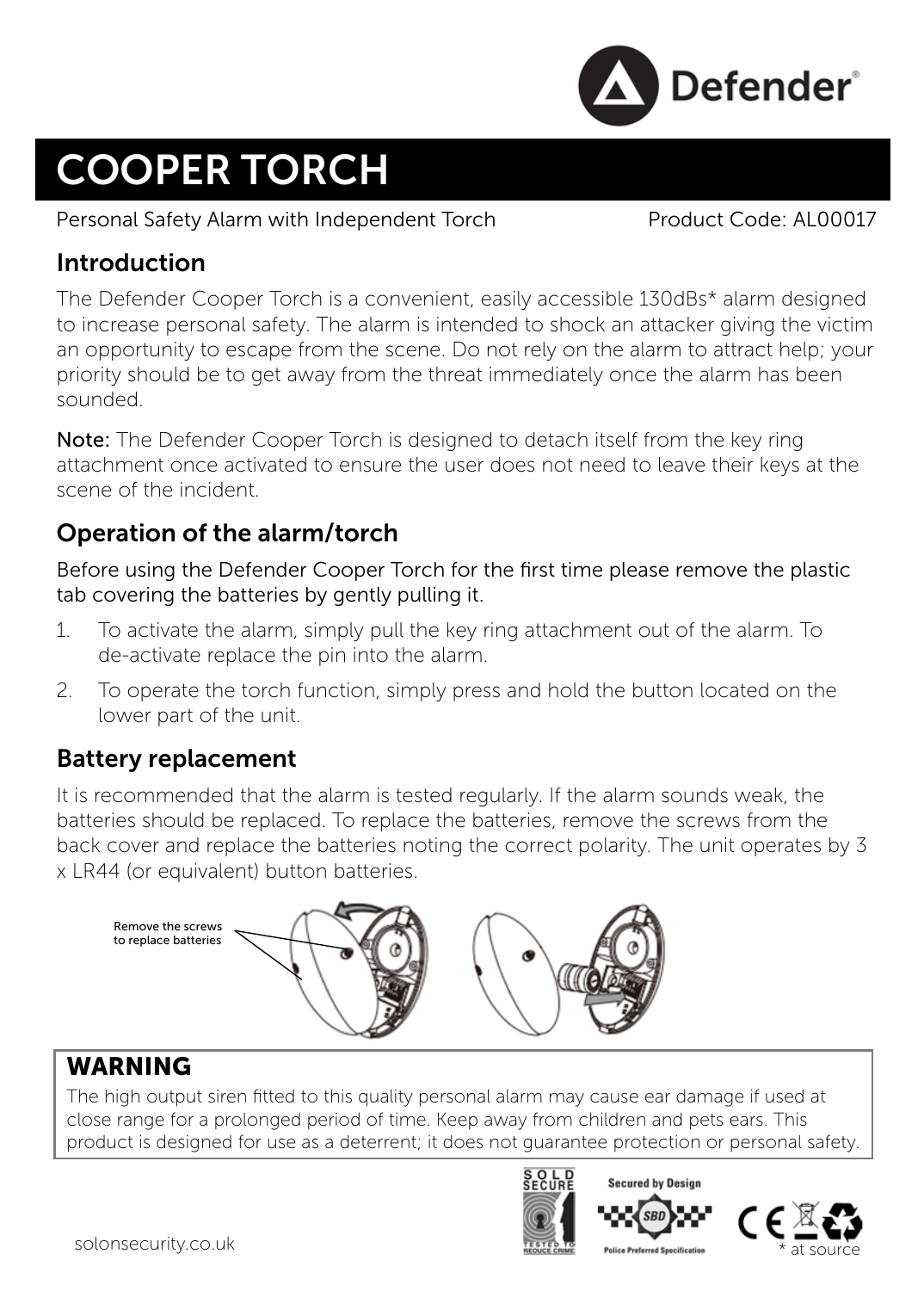Defender

# COOPER TORCH

Personal Safety Alarm with Independent Torch

Product Code: AL00017

## Introduction

The Defender Cooper Torch is a convenient, easily accessible 130dBs* alarm designed to increase personal safety. The alarm is intended to shock an attacker giving the victim an opportunity to escape from the scene. Do not rely on the alarm to attract help; your priority should be to get away from the threat immediately once the alarm has been sounded.

**Note:** The Defender Cooper Torch is designed to detach itself from the key ring attachment once activated to ensure the user does not need to leave their keys at the scene of the incident.

## Operation of the alarm/torch

Before using the Defender Cooper Torch for the first time please remove the plastic tab covering the batteries by gently pulling it.

1. To activate the alarm, simply pull the key ring attachment out of the alarm. To de-activate replace the pin into the alarm.
2. To operate the torch function, simply press and hold the button located on the lower part of the unit.

## Battery replacement

It is recommended that the alarm is tested regularly. If the alarm sounds weak, the batteries should be replaced. To replace the batteries, remove the screws from the back cover and replace the batteries noting the correct polarity. The unit operates by 3 x LR44 (or equivalent) button batteries.

Remove the screws to replace batteries

## WARNING

The high output siren fitted to this quality personal alarm may cause ear damage if used at close range for a prolonged period of time. Keep away from children and pets ears. This product is designed for use as a deterrent; it does not guarantee protection or personal safety.

solonsecurity.co.uk

* at source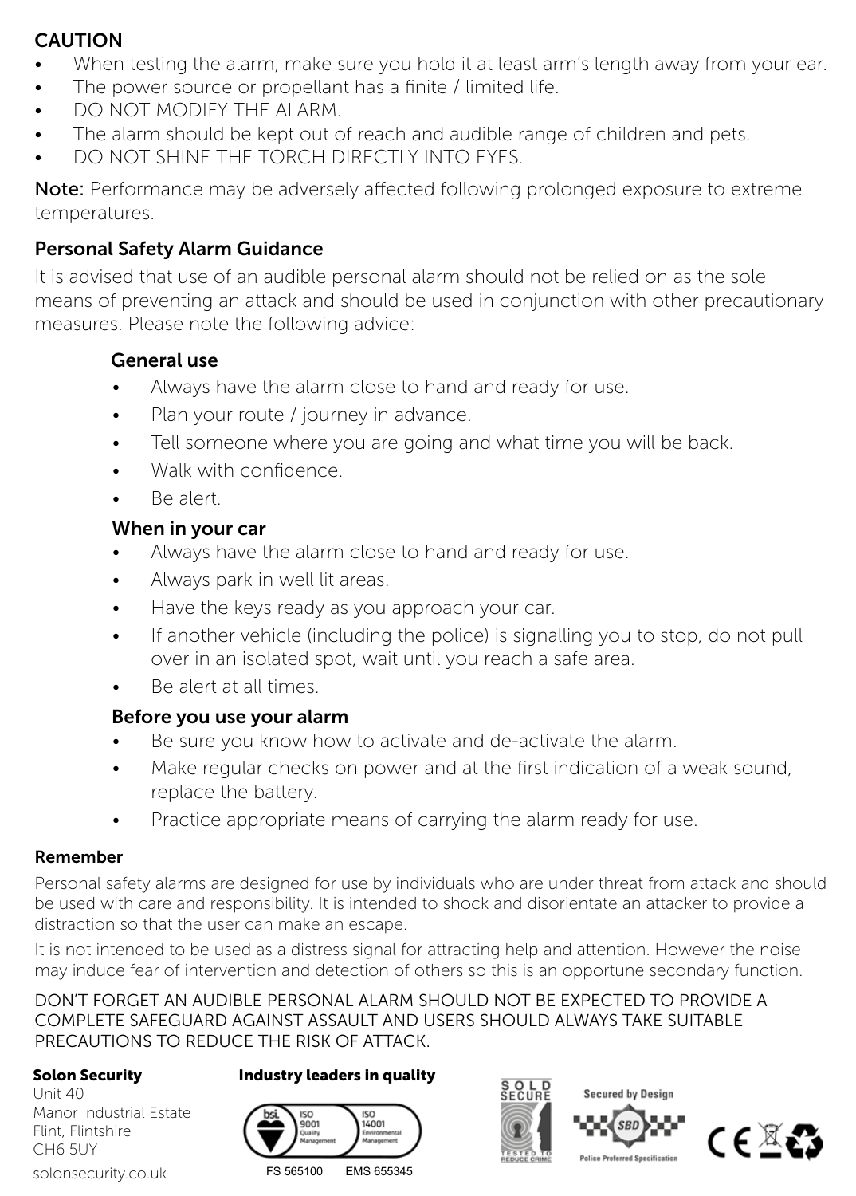## CAUTION

- When testing the alarm, make sure you hold it at least arm's length away from your ear.
- The power source or propellant has a finite / limited life.
- DO NOT MODIFY THE ALARM.
- The alarm should be kept out of reach and audible range of children and pets.
- DO NOT SHINE THE TORCH DIRECTLY INTO EYES.

**Note:** Performance may be adversely affected following prolonged exposure to extreme temperatures.

## Personal Safety Alarm Guidance

It is advised that use of an audible personal alarm should not be relied on as the sole means of preventing an attack and should be used in conjunction with other precautionary measures. Please note the following advice:

### General use

- Always have the alarm close to hand and ready for use.
- Plan your route / journey in advance.
- Tell someone where you are going and what time you will be back.
- Walk with confidence.
- Be alert.

### When in your car

- Always have the alarm close to hand and ready for use.
- Always park in well lit areas.
- Have the keys ready as you approach your car.
- If another vehicle (including the police) is signalling you to stop, do not pull over in an isolated spot, wait until you reach a safe area.
- Be alert at all times.

### Before you use your alarm

- Be sure you know how to activate and de-activate the alarm.
- Make regular checks on power and at the first indication of a weak sound, replace the battery.
- Practice appropriate means of carrying the alarm ready for use.

**Remember**

Personal safety alarms are designed for use by individuals who are under threat from attack and should be used with care and responsibility. It is intended to shock and disorientate an attacker to provide a distraction so that the user can make an escape.

It is not intended to be used as a distress signal for attracting help and attention. However the noise may induce fear of intervention and detection of others so this is an opportune secondary function.

DON'T FORGET AN AUDIBLE PERSONAL ALARM SHOULD NOT BE EXPECTED TO PROVIDE A COMPLETE SAFEGUARD AGAINST ASSAULT AND USERS SHOULD ALWAYS TAKE SUITABLE PRECAUTIONS TO REDUCE THE RISK OF ATTACK.

**Solon Security**
Unit 40
Manor Industrial Estate
Flint, Flintshire
CH6 5UY
solonsecurity.co.uk

**Industry leaders in quality**

bsi. ISO 9001 Quality Management ISO 14001 Environmental Management

FS 565100 EMS 655345

SOLD SECURE TESTED TO REDUCE CRIME

Secured by Design SBD Police Preferred Specification

CE